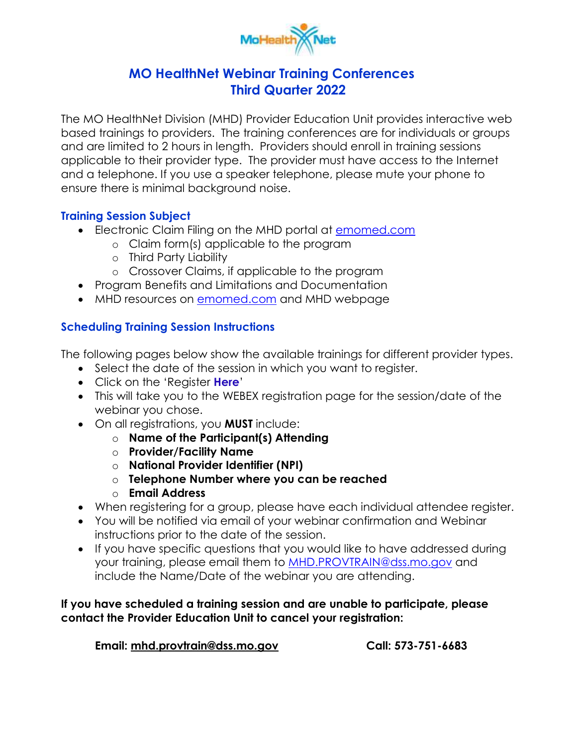# MO HealthNet Webinar Training Conferences
# Third Quarter 2022

The MO HealthNet Division (MHD) Provider Education Unit provides interactive web based trainings to providers. The training conferences are for individuals or groups and are limited to 2 hours in length. Providers should enroll in training sessions applicable to their provider type. The provider must have access to the Internet and a telephone. If you use a speaker telephone, please mute your phone to ensure there is minimal background noise.

### Training Session Subject

- Electronic Claim Filing on the MHD portal at emomed.com
  - Claim form(s) applicable to the program
  - Third Party Liability
  - Crossover Claims, if applicable to the program
- Program Benefits and Limitations and Documentation
- MHD resources on emomed.com and MHD webpage

### Scheduling Training Session Instructions

The following pages below show the available trainings for different provider types.

- Select the date of the session in which you want to register.
- Click on the 'Register **Here**'
- This will take you to the WEBEX registration page for the session/date of the webinar you chose.
- On all registrations, you **MUST** include:
  - **Name of the Participant(s) Attending**
  - **Provider/Facility Name**
  - **National Provider Identifier (NPI)**
  - **Telephone Number where you can be reached**
  - **Email Address**
- When registering for a group, please have each individual attendee register.
- You will be notified via email of your webinar confirmation and Webinar instructions prior to the date of the session.
- If you have specific questions that you would like to have addressed during your training, please email them to MHD.PROVTRAIN@dss.mo.gov and include the Name/Date of the webinar you are attending.

**If you have scheduled a training session and are unable to participate, please contact the Provider Education Unit to cancel your registration:**

**Email: mhd.provtrain@dss.mo.gov** **Call: 573-751-6683**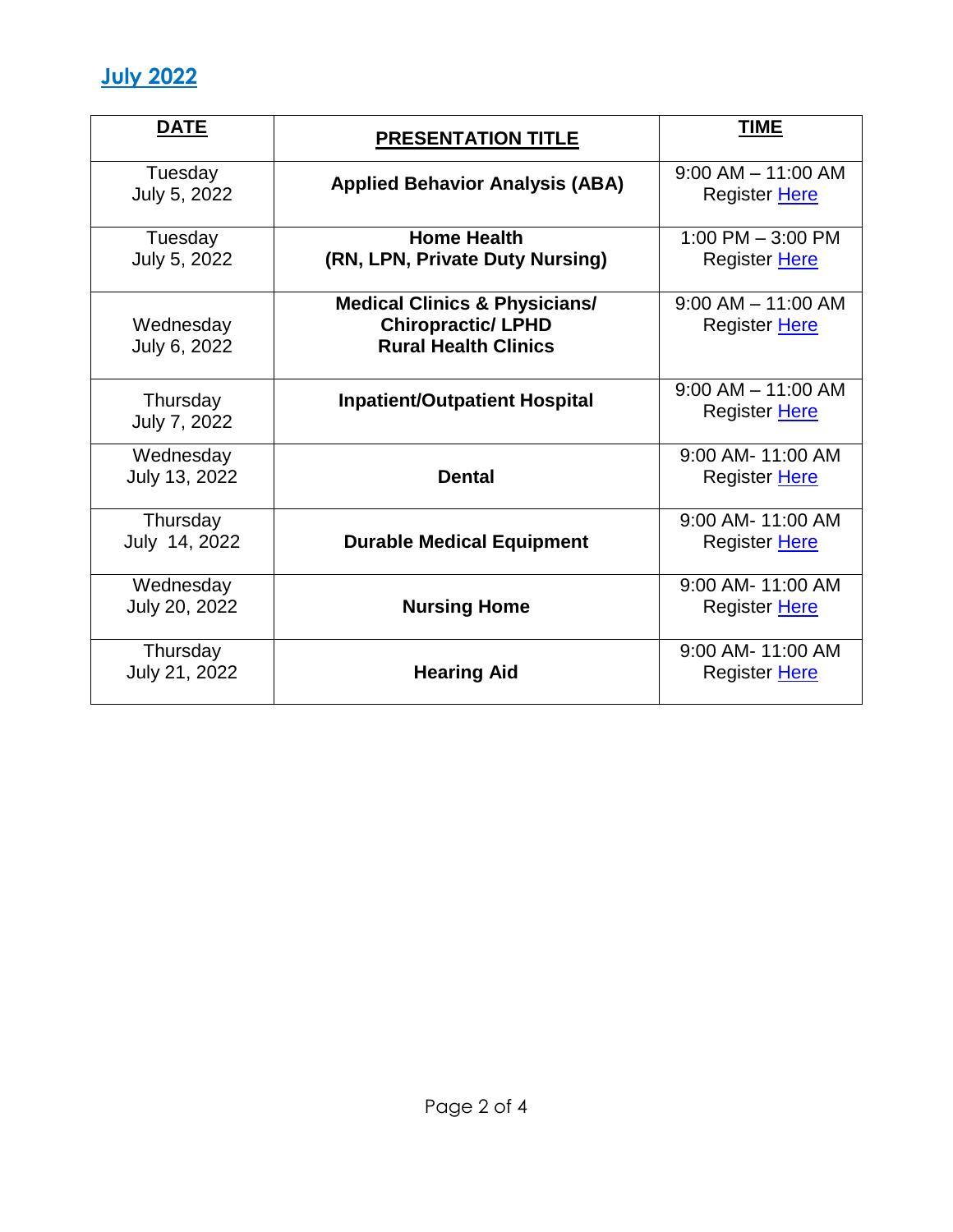## July 2022

| DATE | PRESENTATION TITLE | TIME |
|---|---|---|
| Tuesday July 5, 2022 | **Applied Behavior Analysis (ABA)** | 9:00 AM – 11:00 AM Register Here |
| Tuesday July 5, 2022 | **Home Health (RN, LPN, Private Duty Nursing)** | 1:00 PM – 3:00 PM Register Here |
| Wednesday July 6, 2022 | **Medical Clinics & Physicians/ Chiropractic/ LPHD Rural Health Clinics** | 9:00 AM – 11:00 AM Register Here |
| Thursday July 7, 2022 | **Inpatient/Outpatient Hospital** | 9:00 AM – 11:00 AM Register Here |
| Wednesday July 13, 2022 | **Dental** | 9:00 AM- 11:00 AM Register Here |
| Thursday July 14, 2022 | **Durable Medical Equipment** | 9:00 AM- 11:00 AM Register Here |
| Wednesday July 20, 2022 | **Nursing Home** | 9:00 AM- 11:00 AM Register Here |
| Thursday July 21, 2022 | **Hearing Aid** | 9:00 AM- 11:00 AM Register Here |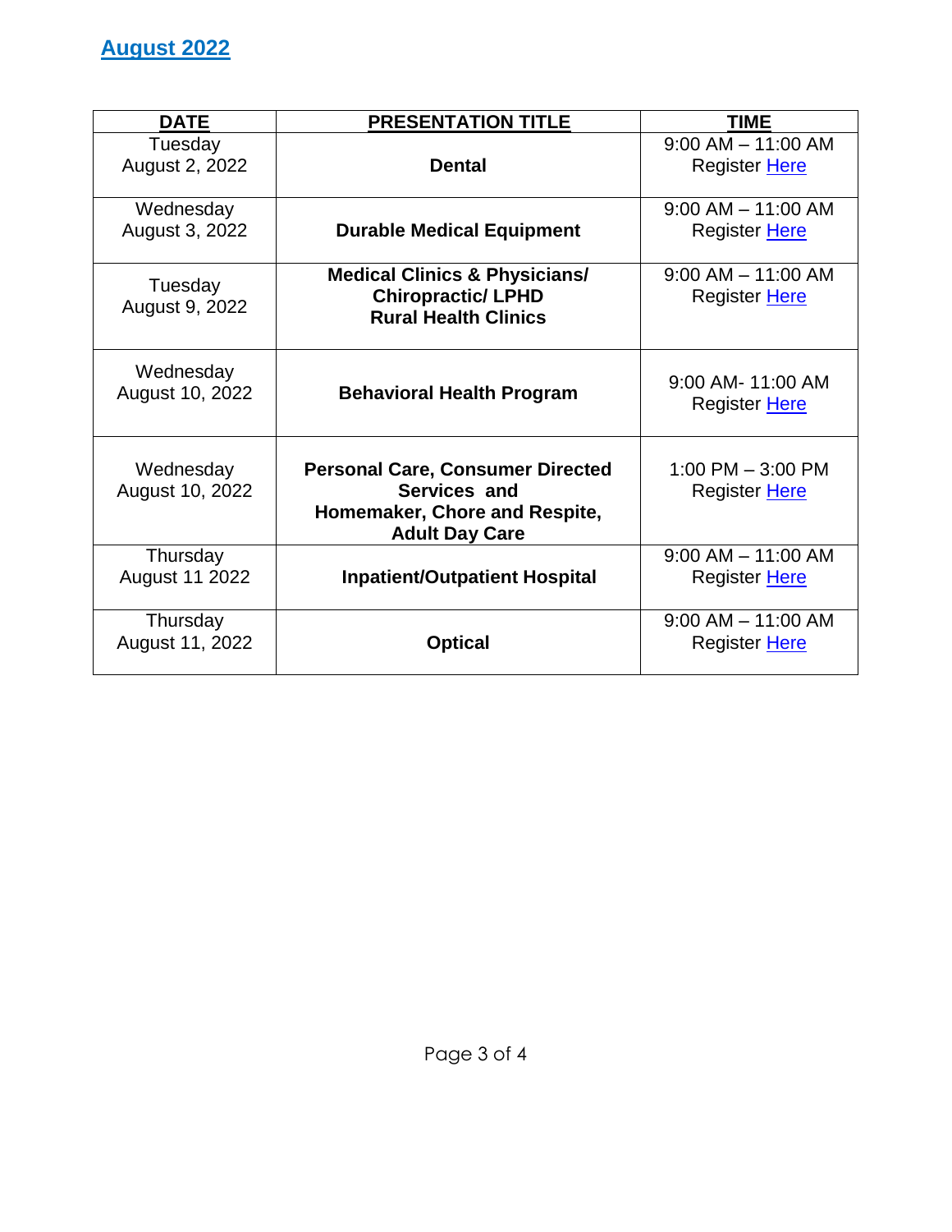## August 2022

| DATE | PRESENTATION TITLE | TIME |
| --- | --- | --- |
| Tuesday August 2, 2022 | **Dental** | 9:00 AM – 11:00 AM Register Here |
| Wednesday August 3, 2022 | **Durable Medical Equipment** | 9:00 AM – 11:00 AM Register Here |
| Tuesday August 9, 2022 | **Medical Clinics & Physicians/ Chiropractic/ LPHD Rural Health Clinics** | 9:00 AM – 11:00 AM Register Here |
| Wednesday August 10, 2022 | **Behavioral Health Program** | 9:00 AM- 11:00 AM Register Here |
| Wednesday August 10, 2022 | **Personal Care, Consumer Directed Services and Homemaker, Chore and Respite, Adult Day Care** | 1:00 PM – 3:00 PM Register Here |
| Thursday August 11 2022 | **Inpatient/Outpatient Hospital** | 9:00 AM – 11:00 AM Register Here |
| Thursday August 11, 2022 | **Optical** | 9:00 AM – 11:00 AM Register Here |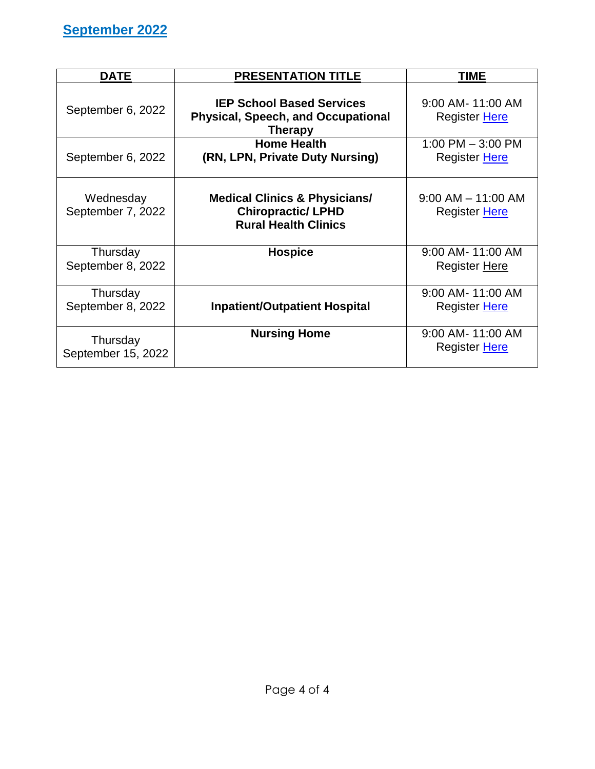## September 2022

| DATE | PRESENTATION TITLE | TIME |
|---|---|---|
| September 6, 2022 | **IEP School Based Services Physical, Speech, and Occupational Therapy** | 9:00 AM- 11:00 AM Register Here |
| September 6, 2022 | **Home Health (RN, LPN, Private Duty Nursing)** | 1:00 PM – 3:00 PM Register Here |
| Wednesday September 7, 2022 | **Medical Clinics & Physicians/ Chiropractic/ LPHD Rural Health Clinics** | 9:00 AM – 11:00 AM Register Here |
| Thursday September 8, 2022 | **Hospice** | 9:00 AM- 11:00 AM Register Here |
| Thursday September 8, 2022 | **Inpatient/Outpatient Hospital** | 9:00 AM- 11:00 AM Register Here |
| Thursday September 15, 2022 | **Nursing Home** | 9:00 AM- 11:00 AM Register Here |